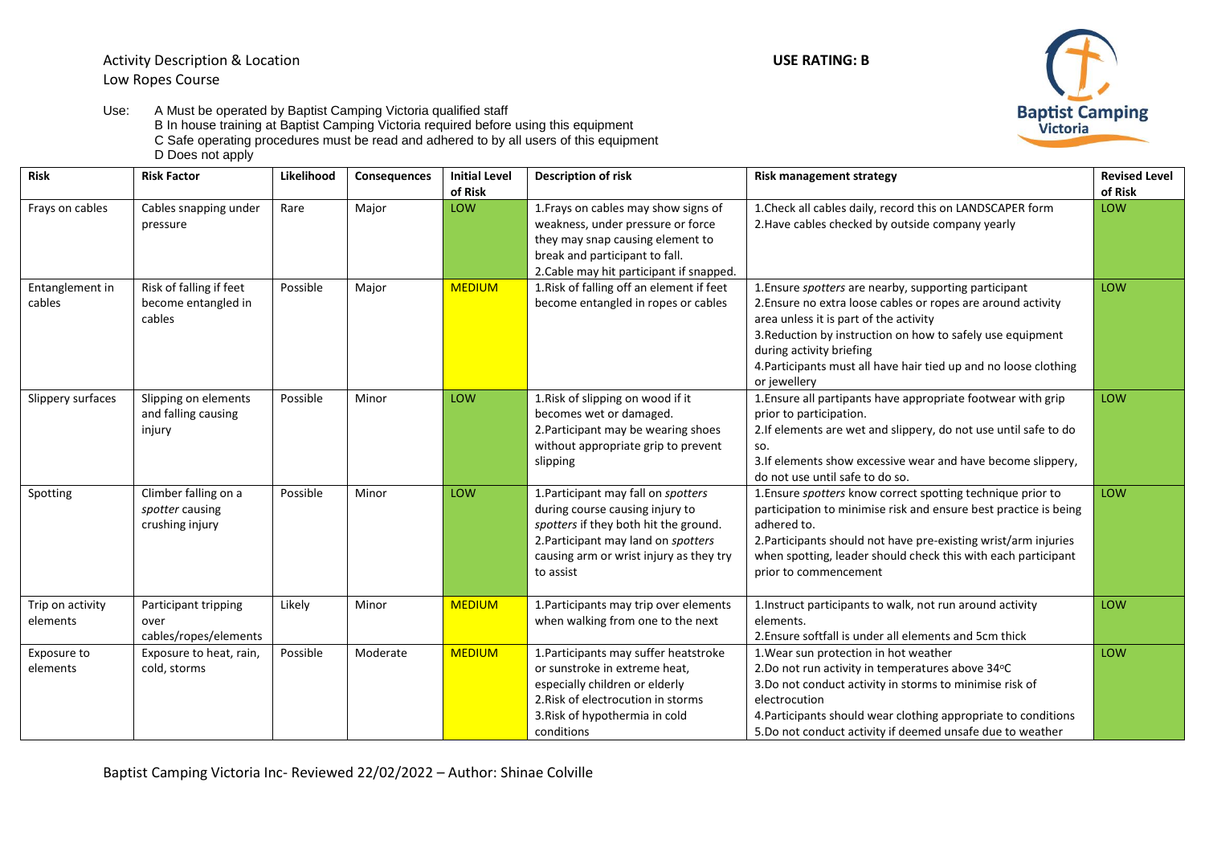Activity Description & Location
Low Ropes Course

**USE RATING: B**

Use: A Must be operated by Baptist Camping Victoria qualified staff
B In house training at Baptist Camping Victoria required before using this equipment
C Safe operating procedures must be read and adhered to by all users of this equipment
D Does not apply

| **Risk** | **Risk Factor** | **Likelihood** | **Consequences** | **Initial Level of Risk** | **Description of risk** | **Risk management strategy** | **Revised Level of Risk** |
|---|---|---|---|---|---|---|---|
| Frays on cables | Cables snapping under pressure | Rare | Major | LOW | 1.Frays on cables may show signs of weakness, under pressure or force they may snap causing element to break and participant to fall.<br>2.Cable may hit participant if snapped. | 1.Check all cables daily, record this on LANDSCAPER form<br>2.Have cables checked by outside company yearly | LOW |
| Entanglement in cables | Risk of falling if feet become entangled in cables | Possible | Major | MEDIUM | 1.Risk of falling off an element if feet become entangled in ropes or cables | 1.Ensure *spotters* are nearby, supporting participant<br>2.Ensure no extra loose cables or ropes are around activity area unless it is part of the activity<br>3.Reduction by instruction on how to safely use equipment during activity briefing<br>4.Participants must all have hair tied up and no loose clothing or jewellery | LOW |
| Slippery surfaces | Slipping on elements and falling causing injury | Possible | Minor | LOW | 1.Risk of slipping on wood if it becomes wet or damaged.<br>2.Participant may be wearing shoes without appropriate grip to prevent slipping | 1.Ensure all partipants have appropriate footwear with grip prior to participation.<br>2.If elements are wet and slippery, do not use until safe to do so.<br>3.If elements show excessive wear and have become slippery, do not use until safe to do so. | LOW |
| Spotting | Climber falling on a *spotter* causing crushing injury | Possible | Minor | LOW | 1.Participant may fall on *spotters* during course causing injury to *spotters* if they both hit the ground.<br>2.Participant may land on *spotters* causing arm or wrist injury as they try to assist | 1.Ensure *spotters* know correct spotting technique prior to participation to minimise risk and ensure best practice is being adhered to.<br>2.Participants should not have pre-existing wrist/arm injuries when spotting, leader should check this with each participant prior to commencement | LOW |
| Trip on activity elements | Participant tripping over cables/ropes/elements | Likely | Minor | MEDIUM | 1.Participants may trip over elements when walking from one to the next | 1.Instruct participants to walk, not run around activity elements.<br>2.Ensure softfall is under all elements and 5cm thick | LOW |
| Exposure to elements | Exposure to heat, rain, cold, storms | Possible | Moderate | MEDIUM | 1.Participants may suffer heatstroke or sunstroke in extreme heat, especially children or elderly<br>2.Risk of electrocution in storms<br>3.Risk of hypothermia in cold conditions | 1.Wear sun protection in hot weather<br>2.Do not run activity in temperatures above 34°C<br>3.Do not conduct activity in storms to minimise risk of electrocution<br>4.Participants should wear clothing appropriate to conditions<br>5.Do not conduct activity if deemed unsafe due to weather | LOW |

Baptist Camping Victoria Inc- Reviewed 22/02/2022 – Author: Shinae Colville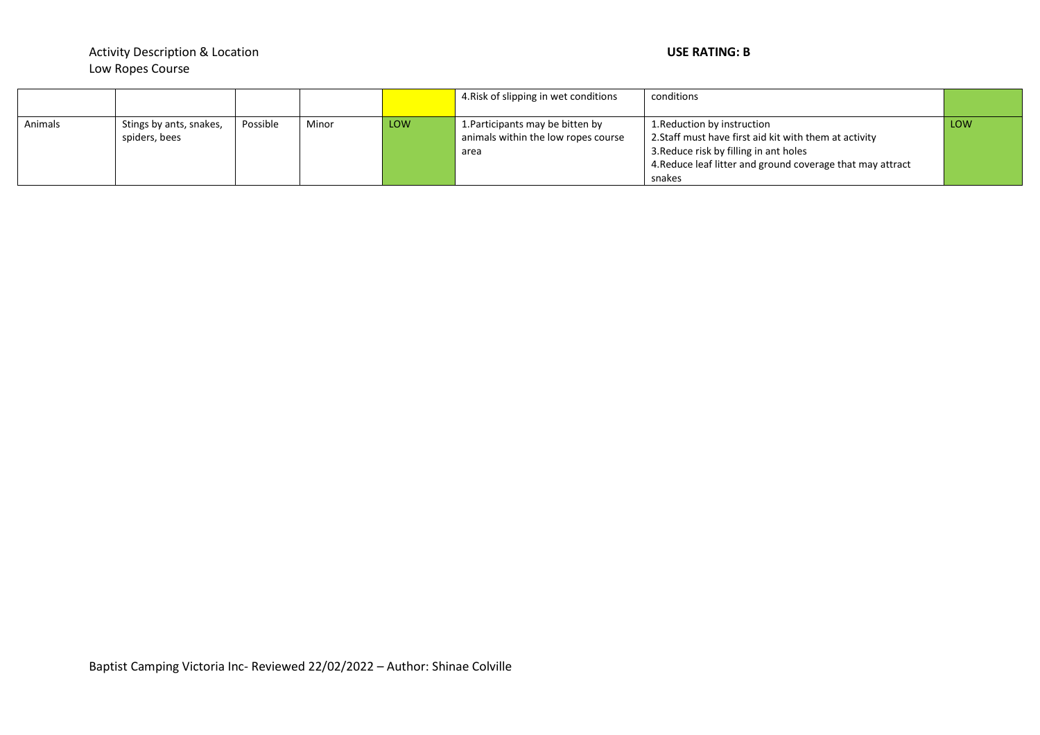Activity Description & Location
Low Ropes Course

**USE RATING: B**

| | | | | | | | |
|---|---|---|---|---|---|---|---|
| | | | | | 4.Risk of slipping in wet conditions | conditions | |
| Animals | Stings by ants, snakes, spiders, bees | Possible | Minor | LOW | 1.Participants may be bitten by animals within the low ropes course area | 1.Reduction by instruction<br>2.Staff must have first aid kit with them at activity<br>3.Reduce risk by filling in ant holes<br>4.Reduce leaf litter and ground coverage that may attract snakes | LOW |

Baptist Camping Victoria Inc- Reviewed 22/02/2022 – Author: Shinae Colville